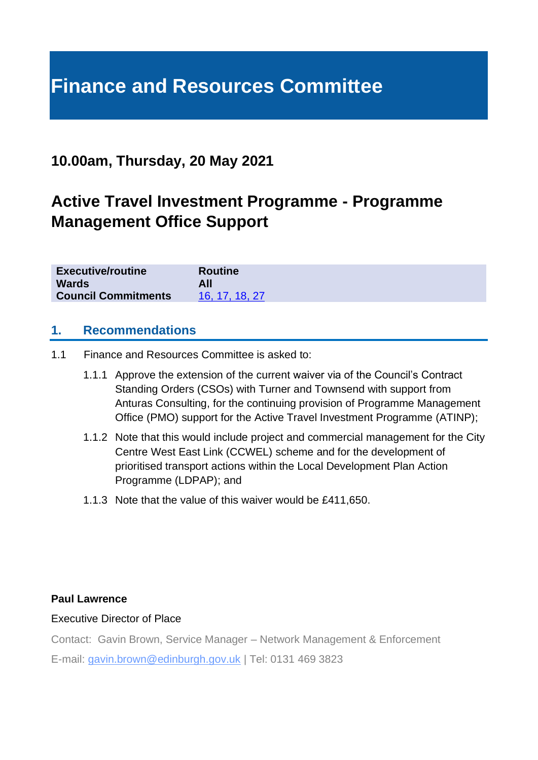# Finance and Resources Committee

## 10.00am, Thursday, 20 May 2021

## Active Travel Investment Programme - Programme Management Office Support

| | |
|---|---|
| **Executive/routine** | **Routine** |
| **Wards** | **All** |
| **Council Commitments** | [16, 17, 18, 27]() |

## 1. Recommendations

1.1 Finance and Resources Committee is asked to:

1.1.1 Approve the extension of the current waiver via of the Council's Contract Standing Orders (CSOs) with Turner and Townsend with support from Anturas Consulting, for the continuing provision of Programme Management Office (PMO) support for the Active Travel Investment Programme (ATINP);

1.1.2 Note that this would include project and commercial management for the City Centre West East Link (CCWEL) scheme and for the development of prioritised transport actions within the Local Development Plan Action Programme (LDPAP); and

1.1.3 Note that the value of this waiver would be £411,650.

**Paul Lawrence**

Executive Director of Place

Contact: Gavin Brown, Service Manager – Network Management & Enforcement

E-mail: [gavin.brown@edinburgh.gov.uk](mailto:gavin.brown@edinburgh.gov.uk) | Tel: 0131 469 3823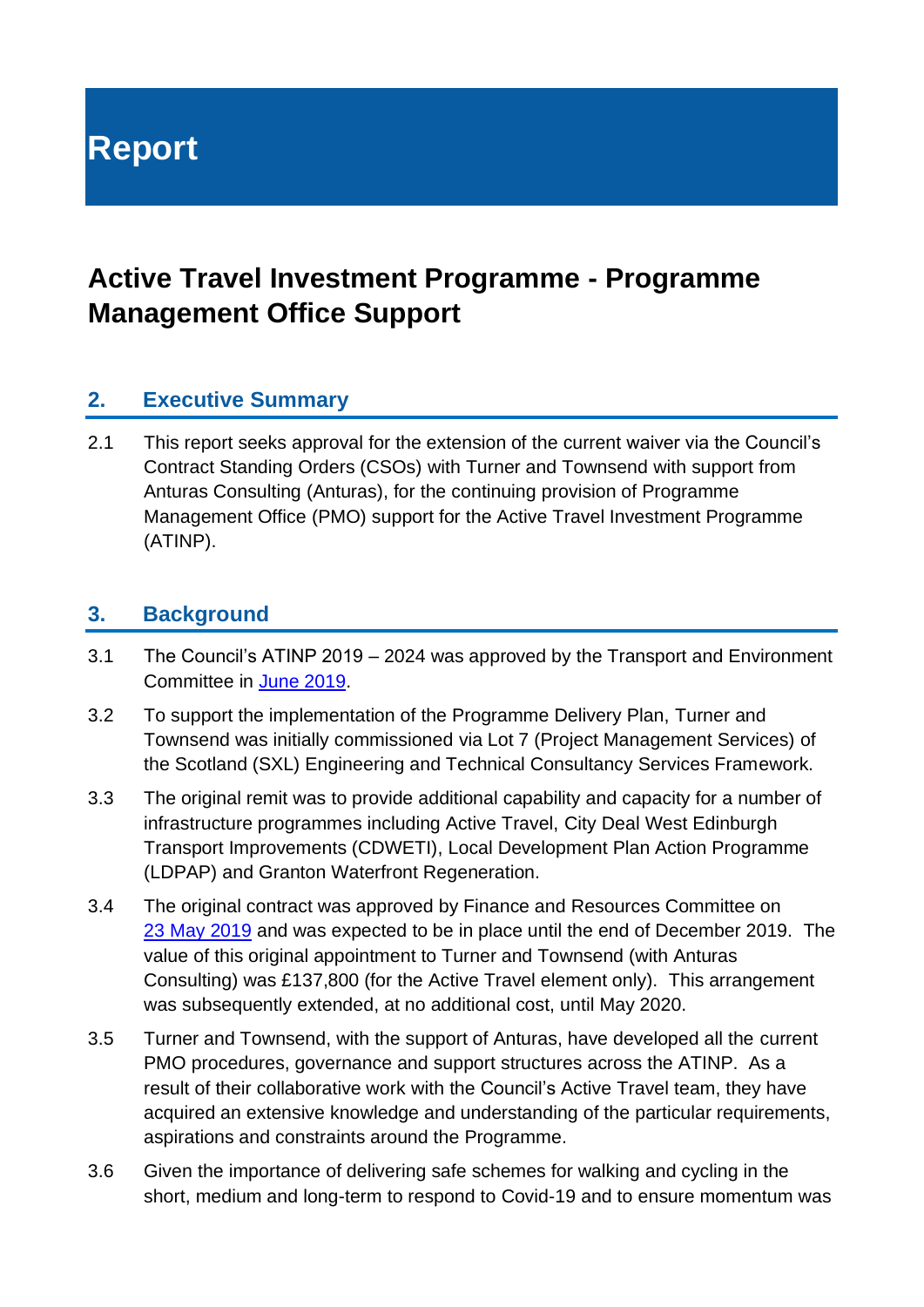# Report

## Active Travel Investment Programme - Programme Management Office Support

### 2. Executive Summary

2.1 This report seeks approval for the extension of the current waiver via the Council's Contract Standing Orders (CSOs) with Turner and Townsend with support from Anturas Consulting (Anturas), for the continuing provision of Programme Management Office (PMO) support for the Active Travel Investment Programme (ATINP).

### 3. Background

3.1 The Council's ATINP 2019 – 2024 was approved by the Transport and Environment Committee in June 2019.

3.2 To support the implementation of the Programme Delivery Plan, Turner and Townsend was initially commissioned via Lot 7 (Project Management Services) of the Scotland (SXL) Engineering and Technical Consultancy Services Framework.

3.3 The original remit was to provide additional capability and capacity for a number of infrastructure programmes including Active Travel, City Deal West Edinburgh Transport Improvements (CDWETI), Local Development Plan Action Programme (LDPAP) and Granton Waterfront Regeneration.

3.4 The original contract was approved by Finance and Resources Committee on 23 May 2019 and was expected to be in place until the end of December 2019. The value of this original appointment to Turner and Townsend (with Anturas Consulting) was £137,800 (for the Active Travel element only). This arrangement was subsequently extended, at no additional cost, until May 2020.

3.5 Turner and Townsend, with the support of Anturas, have developed all the current PMO procedures, governance and support structures across the ATINP. As a result of their collaborative work with the Council's Active Travel team, they have acquired an extensive knowledge and understanding of the particular requirements, aspirations and constraints around the Programme.

3.6 Given the importance of delivering safe schemes for walking and cycling in the short, medium and long-term to respond to Covid-19 and to ensure momentum was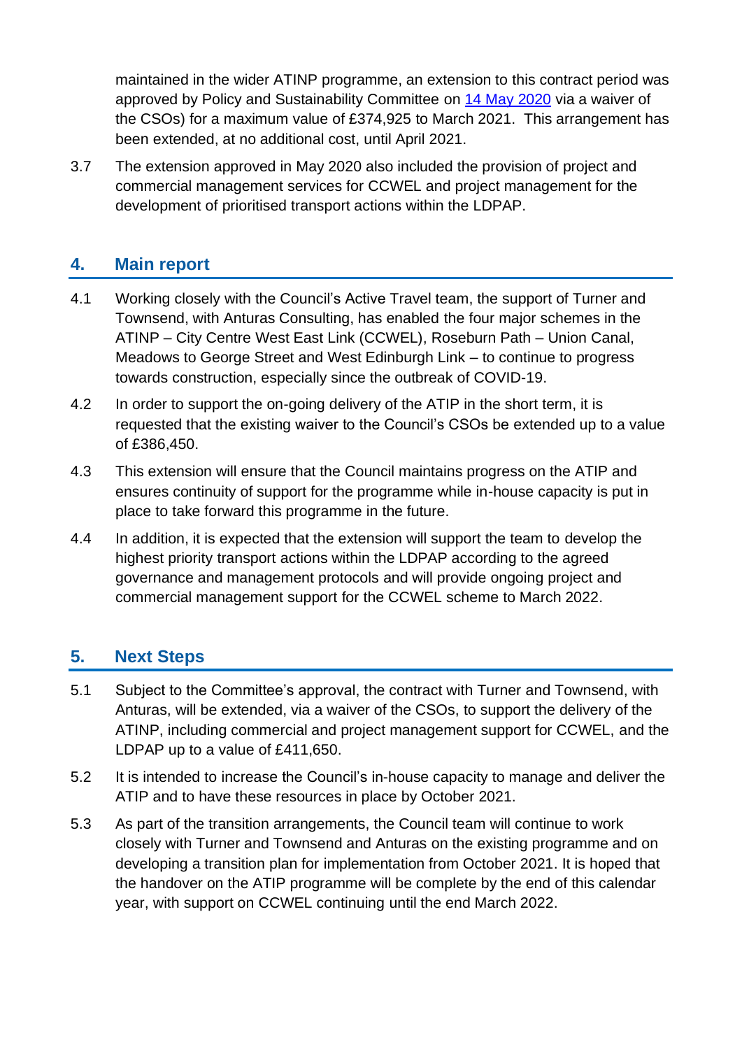maintained in the wider ATINP programme, an extension to this contract period was approved by Policy and Sustainability Committee on [14 May 2020](#) via a waiver of the CSOs) for a maximum value of £374,925 to March 2021. This arrangement has been extended, at no additional cost, until April 2021.

3.7 The extension approved in May 2020 also included the provision of project and commercial management services for CCWEL and project management for the development of prioritised transport actions within the LDPAP.

## 4. Main report

4.1 Working closely with the Council's Active Travel team, the support of Turner and Townsend, with Anturas Consulting, has enabled the four major schemes in the ATINP – City Centre West East Link (CCWEL), Roseburn Path – Union Canal, Meadows to George Street and West Edinburgh Link – to continue to progress towards construction, especially since the outbreak of COVID-19.

4.2 In order to support the on-going delivery of the ATIP in the short term, it is requested that the existing waiver to the Council's CSOs be extended up to a value of £386,450.

4.3 This extension will ensure that the Council maintains progress on the ATIP and ensures continuity of support for the programme while in-house capacity is put in place to take forward this programme in the future.

4.4 In addition, it is expected that the extension will support the team to develop the highest priority transport actions within the LDPAP according to the agreed governance and management protocols and will provide ongoing project and commercial management support for the CCWEL scheme to March 2022.

## 5. Next Steps

5.1 Subject to the Committee's approval, the contract with Turner and Townsend, with Anturas, will be extended, via a waiver of the CSOs, to support the delivery of the ATINP, including commercial and project management support for CCWEL, and the LDPAP up to a value of £411,650.

5.2 It is intended to increase the Council's in-house capacity to manage and deliver the ATIP and to have these resources in place by October 2021.

5.3 As part of the transition arrangements, the Council team will continue to work closely with Turner and Townsend and Anturas on the existing programme and on developing a transition plan for implementation from October 2021. It is hoped that the handover on the ATIP programme will be complete by the end of this calendar year, with support on CCWEL continuing until the end March 2022.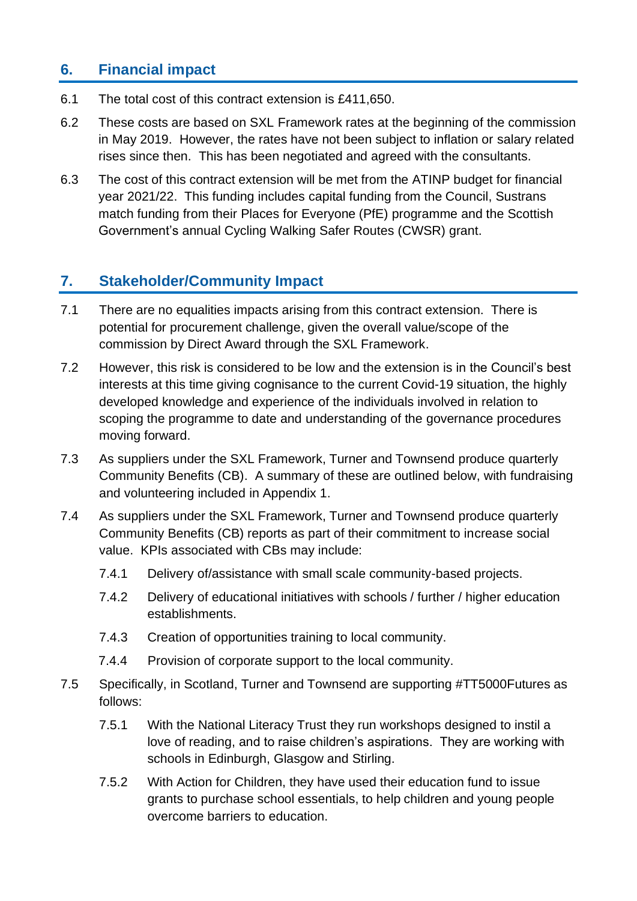## 6. Financial impact

6.1 The total cost of this contract extension is £411,650.

6.2 These costs are based on SXL Framework rates at the beginning of the commission in May 2019. However, the rates have not been subject to inflation or salary related rises since then. This has been negotiated and agreed with the consultants.

6.3 The cost of this contract extension will be met from the ATINP budget for financial year 2021/22. This funding includes capital funding from the Council, Sustrans match funding from their Places for Everyone (PfE) programme and the Scottish Government's annual Cycling Walking Safer Routes (CWSR) grant.

## 7. Stakeholder/Community Impact

7.1 There are no equalities impacts arising from this contract extension. There is potential for procurement challenge, given the overall value/scope of the commission by Direct Award through the SXL Framework.

7.2 However, this risk is considered to be low and the extension is in the Council's best interests at this time giving cognisance to the current Covid-19 situation, the highly developed knowledge and experience of the individuals involved in relation to scoping the programme to date and understanding of the governance procedures moving forward.

7.3 As suppliers under the SXL Framework, Turner and Townsend produce quarterly Community Benefits (CB). A summary of these are outlined below, with fundraising and volunteering included in Appendix 1.

7.4 As suppliers under the SXL Framework, Turner and Townsend produce quarterly Community Benefits (CB) reports as part of their commitment to increase social value. KPIs associated with CBs may include:

- 7.4.1 Delivery of/assistance with small scale community-based projects.
- 7.4.2 Delivery of educational initiatives with schools / further / higher education establishments.
- 7.4.3 Creation of opportunities training to local community.
- 7.4.4 Provision of corporate support to the local community.

7.5 Specifically, in Scotland, Turner and Townsend are supporting #TT5000Futures as follows:

- 7.5.1 With the National Literacy Trust they run workshops designed to instil a love of reading, and to raise children's aspirations. They are working with schools in Edinburgh, Glasgow and Stirling.
- 7.5.2 With Action for Children, they have used their education fund to issue grants to purchase school essentials, to help children and young people overcome barriers to education.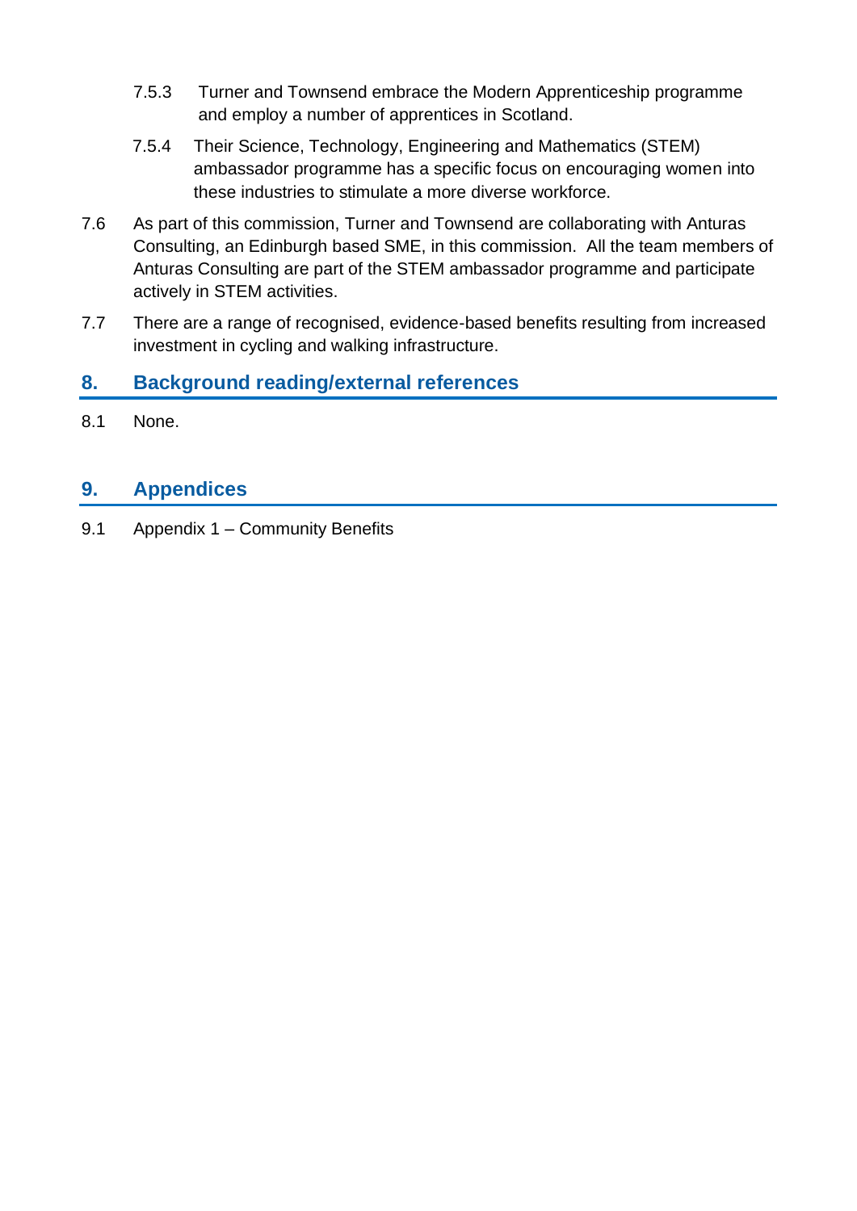7.5.3 Turner and Townsend embrace the Modern Apprenticeship programme and employ a number of apprentices in Scotland.

7.5.4 Their Science, Technology, Engineering and Mathematics (STEM) ambassador programme has a specific focus on encouraging women into these industries to stimulate a more diverse workforce.

7.6 As part of this commission, Turner and Townsend are collaborating with Anturas Consulting, an Edinburgh based SME, in this commission. All the team members of Anturas Consulting are part of the STEM ambassador programme and participate actively in STEM activities.

7.7 There are a range of recognised, evidence-based benefits resulting from increased investment in cycling and walking infrastructure.

## 8. Background reading/external references

8.1 None.

## 9. Appendices

9.1 Appendix 1 – Community Benefits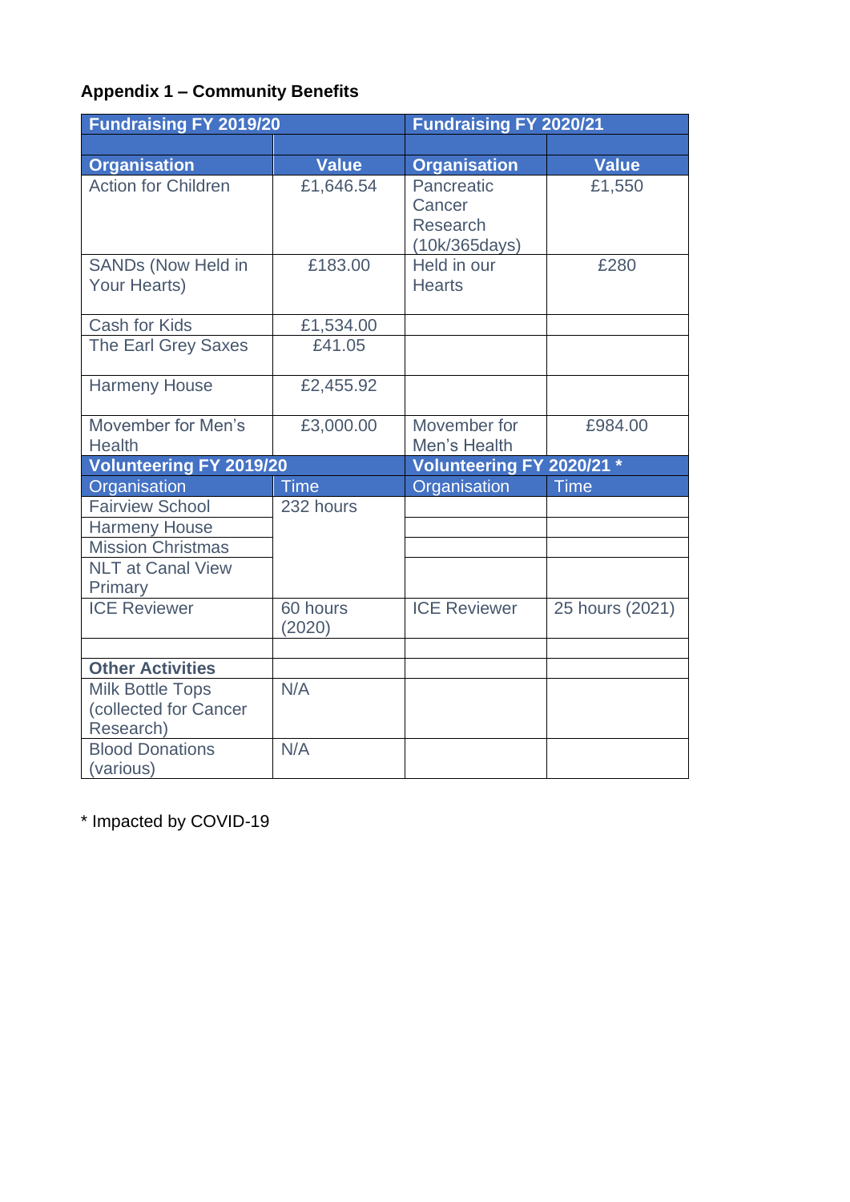**Appendix 1 – Community Benefits**

| Fundraising FY 2019/20 | | Fundraising FY 2020/21 | |
|---|---|---|---|
| | | | |
| **Organisation** | **Value** | **Organisation** | **Value** |
| Action for Children | £1,646.54 | Pancreatic Cancer Research (10k/365days) | £1,550 |
| SANDs (Now Held in Your Hearts) | £183.00 | Held in our Hearts | £280 |
| Cash for Kids | £1,534.00 | | |
| The Earl Grey Saxes | £41.05 | | |
| Harmeny House | £2,455.92 | | |
| Movember for Men's Health | £3,000.00 | Movember for Men's Health | £984.00 |
| **Volunteering FY 2019/20** | | **Volunteering FY 2020/21 *** | |
| Organisation | Time | Organisation | Time |
| Fairview School | 232 hours | | |
| Harmeny House | | | |
| Mission Christmas | | | |
| NLT at Canal View Primary | | | |
| ICE Reviewer | 60 hours (2020) | ICE Reviewer | 25 hours (2021) |
| | | | |
| **Other Activities** | | | |
| Milk Bottle Tops (collected for Cancer Research) | N/A | | |
| Blood Donations (various) | N/A | | |

* Impacted by COVID-19